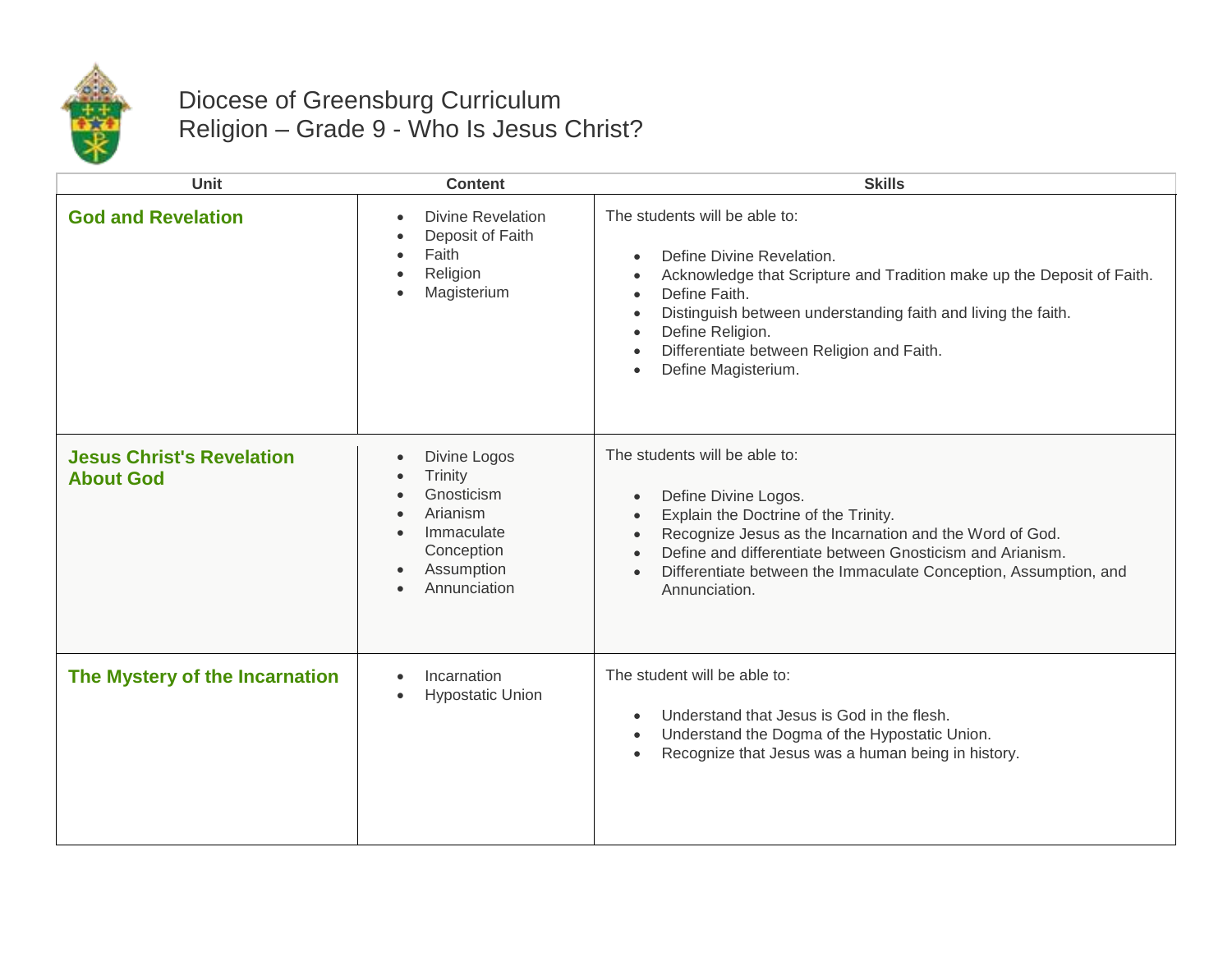# Diocese of Greensburg Curriculum
## Religion – Grade 9 - Who Is Jesus Christ?

| Unit | Content | Skills |
|---|---|---|
| **God and Revelation** | • Divine Revelation<br>• Deposit of Faith<br>• Faith<br>• Religion<br>• Magisterium | The students will be able to:<br><br>• Define Divine Revelation.<br>• Acknowledge that Scripture and Tradition make up the Deposit of Faith.<br>• Define Faith.<br>• Distinguish between understanding faith and living the faith.<br>• Define Religion.<br>• Differentiate between Religion and Faith.<br>• Define Magisterium. |
| **Jesus Christ's Revelation About God** | • Divine Logos<br>• Trinity<br>• Gnosticism<br>• Arianism<br>• Immaculate Conception<br>• Assumption<br>• Annunciation | The students will be able to:<br><br>• Define Divine Logos.<br>• Explain the Doctrine of the Trinity.<br>• Recognize Jesus as the Incarnation and the Word of God.<br>• Define and differentiate between Gnosticism and Arianism.<br>• Differentiate between the Immaculate Conception, Assumption, and Annunciation. |
| **The Mystery of the Incarnation** | • Incarnation<br>• Hypostatic Union | The student will be able to:<br><br>• Understand that Jesus is God in the flesh.<br>• Understand the Dogma of the Hypostatic Union.<br>• Recognize that Jesus was a human being in history. |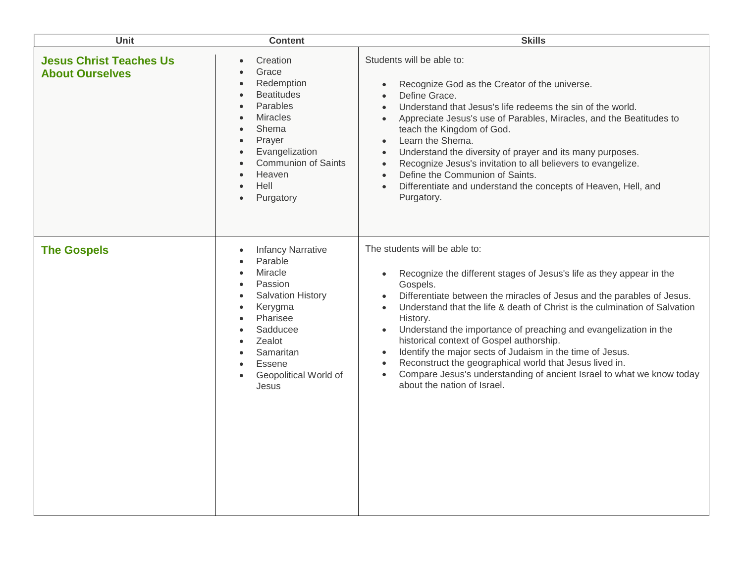| Unit | Content | Skills |
| --- | --- | --- |
| **Jesus Christ Teaches Us About Ourselves** | • Creation<br>• Grace<br>• Redemption<br>• Beatitudes<br>• Parables<br>• Miracles<br>• Shema<br>• Prayer<br>• Evangelization<br>• Communion of Saints<br>• Heaven<br>• Hell<br>• Purgatory | Students will be able to:<br><br>• Recognize God as the Creator of the universe.<br>• Define Grace.<br>• Understand that Jesus's life redeems the sin of the world.<br>• Appreciate Jesus's use of Parables, Miracles, and the Beatitudes to teach the Kingdom of God.<br>• Learn the Shema.<br>• Understand the diversity of prayer and its many purposes.<br>• Recognize Jesus's invitation to all believers to evangelize.<br>• Define the Communion of Saints.<br>• Differentiate and understand the concepts of Heaven, Hell, and Purgatory. |
| **The Gospels** | • Infancy Narrative<br>• Parable<br>• Miracle<br>• Passion<br>• Salvation History<br>• Kerygma<br>• Pharisee<br>• Sadducee<br>• Zealot<br>• Samaritan<br>• Essene<br>• Geopolitical World of Jesus | The students will be able to:<br><br>• Recognize the different stages of Jesus's life as they appear in the Gospels.<br>• Differentiate between the miracles of Jesus and the parables of Jesus.<br>• Understand that the life & death of Christ is the culmination of Salvation History.<br>• Understand the importance of preaching and evangelization in the historical context of Gospel authorship.<br>• Identify the major sects of Judaism in the time of Jesus.<br>• Reconstruct the geographical world that Jesus lived in.<br>• Compare Jesus's understanding of ancient Israel to what we know today about the nation of Israel. |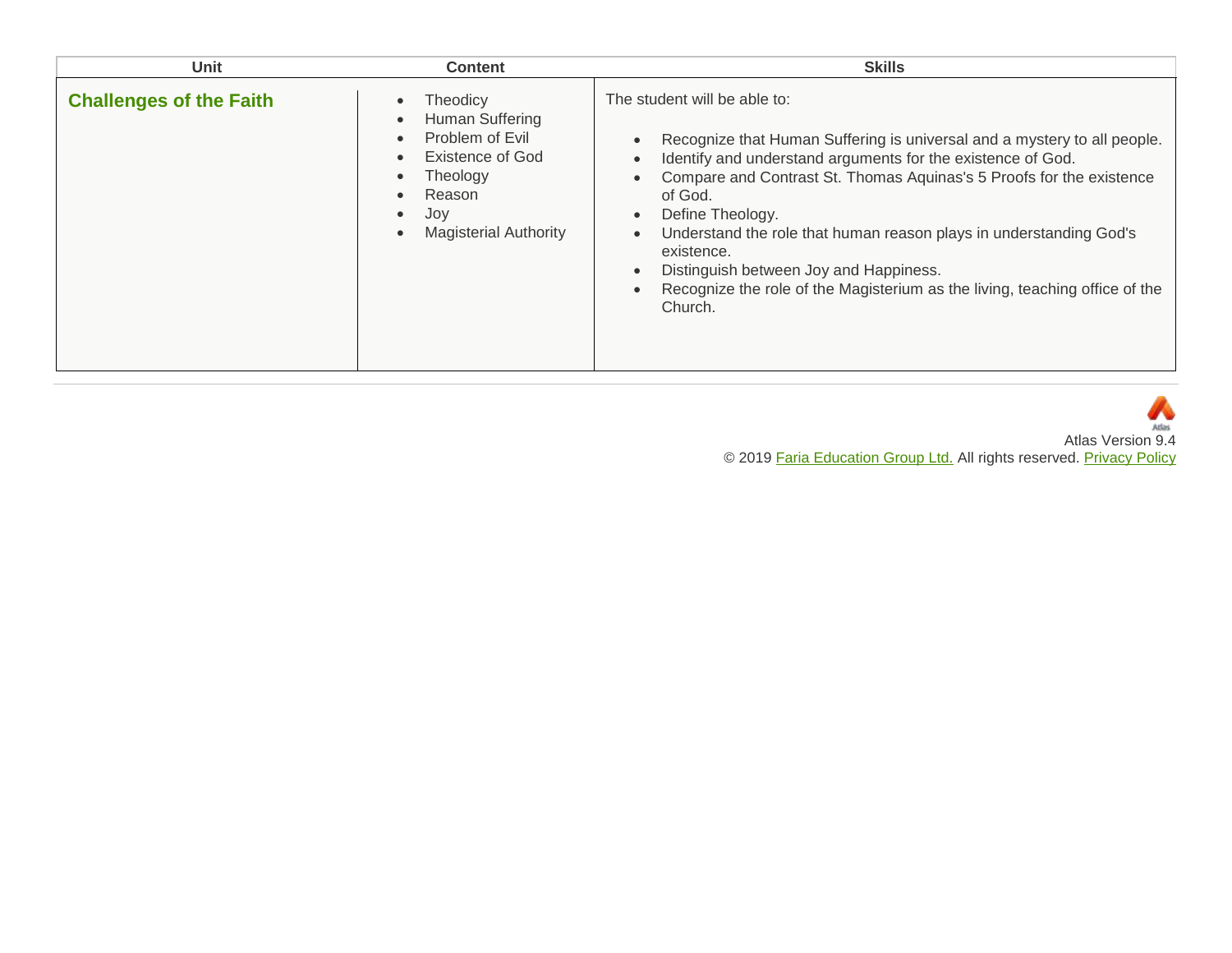| Unit | Content | Skills |
|---|---|---|
| **Challenges of the Faith** | • Theodicy<br>• Human Suffering<br>• Problem of Evil<br>• Existence of God<br>• Theology<br>• Reason<br>• Joy<br>• Magisterial Authority | The student will be able to:<br><br>• Recognize that Human Suffering is universal and a mystery to all people.<br>• Identify and understand arguments for the existence of God.<br>• Compare and Contrast St. Thomas Aquinas's 5 Proofs for the existence of God.<br>• Define Theology.<br>• Understand the role that human reason plays in understanding God's existence.<br>• Distinguish between Joy and Happiness.<br>• Recognize the role of the Magisterium as the living, teaching office of the Church. |

Atlas Version 9.4
© 2019 Faria Education Group Ltd. All rights reserved. Privacy Policy